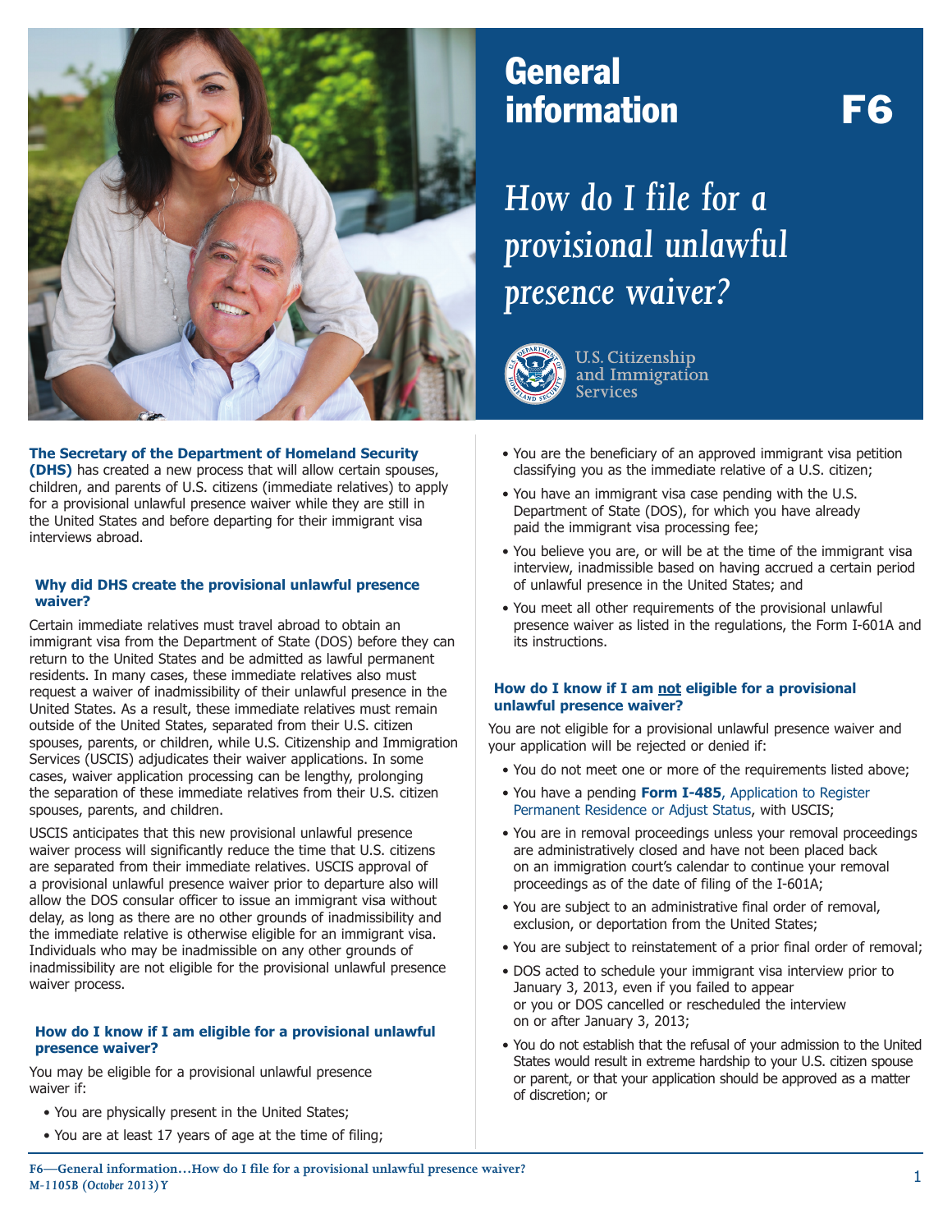# General information F6

## *How do I file for a provisional unlawful presence waiver?*

U.S. Citizenship and Immigration Services

**The Secretary of the Department of Homeland Security (DHS)** has created a new process that will allow certain spouses, children, and parents of U.S. citizens (immediate relatives) to apply for a provisional unlawful presence waiver while they are still in the United States and before departing for their immigrant visa interviews abroad.

### Why did DHS create the provisional unlawful presence waiver?

Certain immediate relatives must travel abroad to obtain an immigrant visa from the Department of State (DOS) before they can return to the United States and be admitted as lawful permanent residents. In many cases, these immediate relatives also must request a waiver of inadmissibility of their unlawful presence in the United States. As a result, these immediate relatives must remain outside of the United States, separated from their U.S. citizen spouses, parents, or children, while U.S. Citizenship and Immigration Services (USCIS) adjudicates their waiver applications. In some cases, waiver application processing can be lengthy, prolonging the separation of these immediate relatives from their U.S. citizen spouses, parents, and children.

USCIS anticipates that this new provisional unlawful presence waiver process will significantly reduce the time that U.S. citizens are separated from their immediate relatives. USCIS approval of a provisional unlawful presence waiver prior to departure also will allow the DOS consular officer to issue an immigrant visa without delay, as long as there are no other grounds of inadmissibility and the immediate relative is otherwise eligible for an immigrant visa. Individuals who may be inadmissible on any other grounds of inadmissibility are not eligible for the provisional unlawful presence waiver process.

### How do I know if I am eligible for a provisional unlawful presence waiver?

You may be eligible for a provisional unlawful presence waiver if:

- You are physically present in the United States;
- You are at least 17 years of age at the time of filing;
- You are the beneficiary of an approved immigrant visa petition classifying you as the immediate relative of a U.S. citizen;
- You have an immigrant visa case pending with the U.S. Department of State (DOS), for which you have already paid the immigrant visa processing fee;
- You believe you are, or will be at the time of the immigrant visa interview, inadmissible based on having accrued a certain period of unlawful presence in the United States; and
- You meet all other requirements of the provisional unlawful presence waiver as listed in the regulations, the Form I-601A and its instructions.

### How do I know if I am not eligible for a provisional unlawful presence waiver?

You are not eligible for a provisional unlawful presence waiver and your application will be rejected or denied if:

- You do not meet one or more of the requirements listed above;
- You have a pending **Form I-485**, Application to Register Permanent Residence or Adjust Status, with USCIS;
- You are in removal proceedings unless your removal proceedings are administratively closed and have not been placed back on an immigration court's calendar to continue your removal proceedings as of the date of filing of the I-601A;
- You are subject to an administrative final order of removal, exclusion, or deportation from the United States;
- You are subject to reinstatement of a prior final order of removal;
- DOS acted to schedule your immigrant visa interview prior to January 3, 2013, even if you failed to appear or you or DOS cancelled or rescheduled the interview on or after January 3, 2013;
- You do not establish that the refusal of your admission to the United States would result in extreme hardship to your U.S. citizen spouse or parent, or that your application should be approved as a matter of discretion; or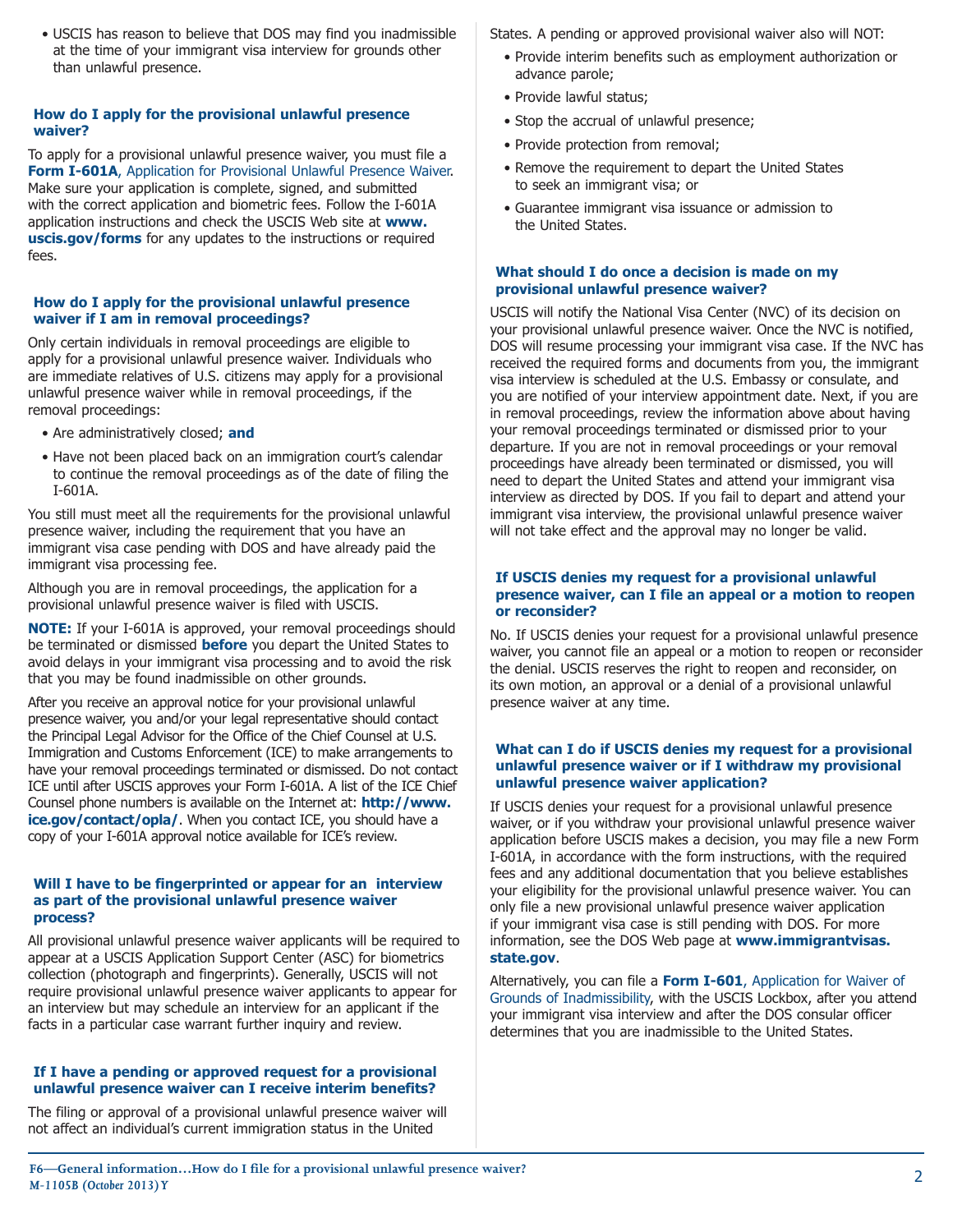- USCIS has reason to believe that DOS may find you inadmissible at the time of your immigrant visa interview for grounds other than unlawful presence.

### How do I apply for the provisional unlawful presence waiver?

To apply for a provisional unlawful presence waiver, you must file a **Form I-601A**, Application for Provisional Unlawful Presence Waiver. Make sure your application is complete, signed, and submitted with the correct application and biometric fees. Follow the I-601A application instructions and check the USCIS Web site at **www.uscis.gov/forms** for any updates to the instructions or required fees.

### How do I apply for the provisional unlawful presence waiver if I am in removal proceedings?

Only certain individuals in removal proceedings are eligible to apply for a provisional unlawful presence waiver. Individuals who are immediate relatives of U.S. citizens may apply for a provisional unlawful presence waiver while in removal proceedings, if the removal proceedings:

- Are administratively closed; **and**
- Have not been placed back on an immigration court's calendar to continue the removal proceedings as of the date of filing the I-601A.

You still must meet all the requirements for the provisional unlawful presence waiver, including the requirement that you have an immigrant visa case pending with DOS and have already paid the immigrant visa processing fee.

Although you are in removal proceedings, the application for a provisional unlawful presence waiver is filed with USCIS.

**NOTE:** If your I-601A is approved, your removal proceedings should be terminated or dismissed **before** you depart the United States to avoid delays in your immigrant visa processing and to avoid the risk that you may be found inadmissible on other grounds.

After you receive an approval notice for your provisional unlawful presence waiver, you and/or your legal representative should contact the Principal Legal Advisor for the Office of the Chief Counsel at U.S. Immigration and Customs Enforcement (ICE) to make arrangements to have your removal proceedings terminated or dismissed. Do not contact ICE until after USCIS approves your Form I-601A. A list of the ICE Chief Counsel phone numbers is available on the Internet at: **http://www.ice.gov/contact/opla/**. When you contact ICE, you should have a copy of your I-601A approval notice available for ICE's review.

### Will I have to be fingerprinted or appear for an interview as part of the provisional unlawful presence waiver process?

All provisional unlawful presence waiver applicants will be required to appear at a USCIS Application Support Center (ASC) for biometrics collection (photograph and fingerprints). Generally, USCIS will not require provisional unlawful presence waiver applicants to appear for an interview but may schedule an interview for an applicant if the facts in a particular case warrant further inquiry and review.

### If I have a pending or approved request for a provisional unlawful presence waiver can I receive interim benefits?

The filing or approval of a provisional unlawful presence waiver will not affect an individual's current immigration status in the United States. A pending or approved provisional waiver also will NOT:

- Provide interim benefits such as employment authorization or advance parole;
- Provide lawful status;
- Stop the accrual of unlawful presence;
- Provide protection from removal;
- Remove the requirement to depart the United States to seek an immigrant visa; or
- Guarantee immigrant visa issuance or admission to the United States.

### What should I do once a decision is made on my provisional unlawful presence waiver?

USCIS will notify the National Visa Center (NVC) of its decision on your provisional unlawful presence waiver. Once the NVC is notified, DOS will resume processing your immigrant visa case. If the NVC has received the required forms and documents from you, the immigrant visa interview is scheduled at the U.S. Embassy or consulate, and you are notified of your interview appointment date. Next, if you are in removal proceedings, review the information above about having your removal proceedings terminated or dismissed prior to your departure. If you are not in removal proceedings or your removal proceedings have already been terminated or dismissed, you will need to depart the United States and attend your immigrant visa interview as directed by DOS. If you fail to depart and attend your immigrant visa interview, the provisional unlawful presence waiver will not take effect and the approval may no longer be valid.

### If USCIS denies my request for a provisional unlawful presence waiver, can I file an appeal or a motion to reopen or reconsider?

No. If USCIS denies your request for a provisional unlawful presence waiver, you cannot file an appeal or a motion to reopen or reconsider the denial. USCIS reserves the right to reopen and reconsider, on its own motion, an approval or a denial of a provisional unlawful presence waiver at any time.

### What can I do if USCIS denies my request for a provisional unlawful presence waiver or if I withdraw my provisional unlawful presence waiver application?

If USCIS denies your request for a provisional unlawful presence waiver, or if you withdraw your provisional unlawful presence waiver application before USCIS makes a decision, you may file a new Form I-601A, in accordance with the form instructions, with the required fees and any additional documentation that you believe establishes your eligibility for the provisional unlawful presence waiver. You can only file a new provisional unlawful presence waiver application if your immigrant visa case is still pending with DOS. For more information, see the DOS Web page at **www.immigrantvisas.state.gov**.

Alternatively, you can file a **Form I-601**, Application for Waiver of Grounds of Inadmissibility, with the USCIS Lockbox, after you attend your immigrant visa interview and after the DOS consular officer determines that you are inadmissible to the United States.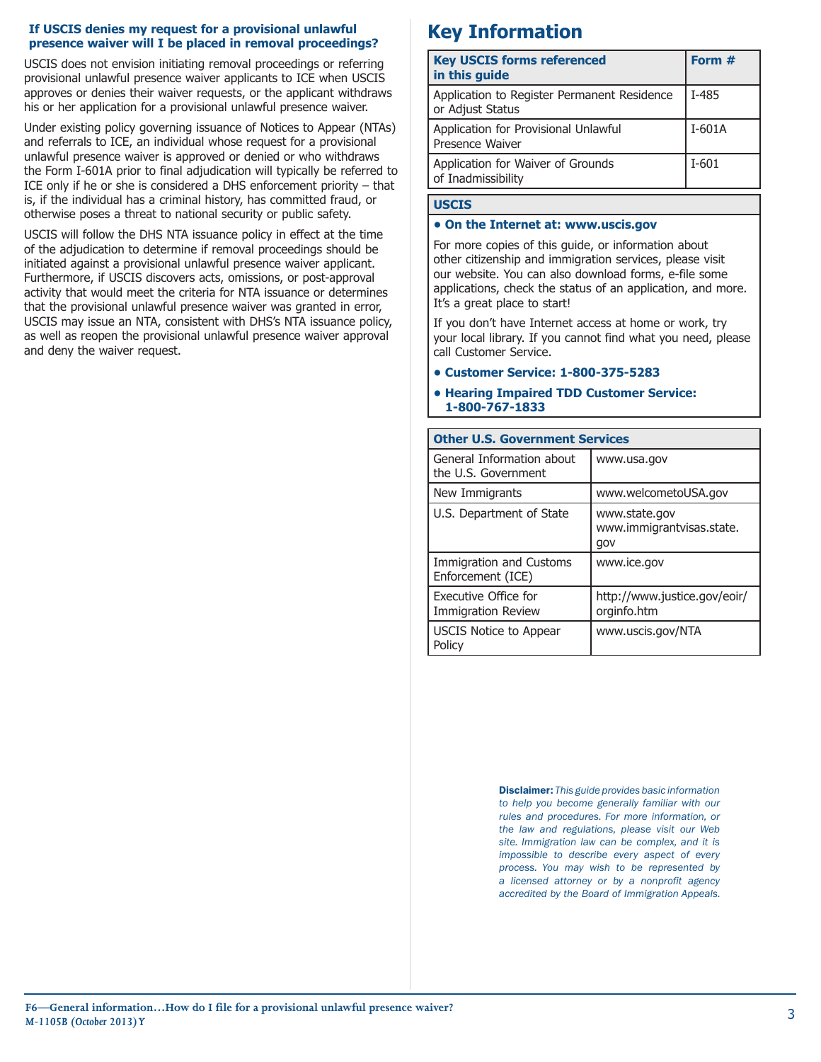### If USCIS denies my request for a provisional unlawful presence waiver will I be placed in removal proceedings?

USCIS does not envision initiating removal proceedings or referring provisional unlawful presence waiver applicants to ICE when USCIS approves or denies their waiver requests, or the applicant withdraws his or her application for a provisional unlawful presence waiver.

Under existing policy governing issuance of Notices to Appear (NTAs) and referrals to ICE, an individual whose request for a provisional unlawful presence waiver is approved or denied or who withdraws the Form I-601A prior to final adjudication will typically be referred to ICE only if he or she is considered a DHS enforcement priority – that is, if the individual has a criminal history, has committed fraud, or otherwise poses a threat to national security or public safety.

USCIS will follow the DHS NTA issuance policy in effect at the time of the adjudication to determine if removal proceedings should be initiated against a provisional unlawful presence waiver applicant. Furthermore, if USCIS discovers acts, omissions, or post-approval activity that would meet the criteria for NTA issuance or determines that the provisional unlawful presence waiver was granted in error, USCIS may issue an NTA, consistent with DHS's NTA issuance policy, as well as reopen the provisional unlawful presence waiver approval and deny the waiver request.

## Key Information

| Key USCIS forms referenced in this guide | Form # |
|---|---|
| Application to Register Permanent Residence or Adjust Status | I-485 |
| Application for Provisional Unlawful Presence Waiver | I-601A |
| Application for Waiver of Grounds of Inadmissibility | I-601 |

**USCIS**

- **On the Internet at: www.uscis.gov**

For more copies of this guide, or information about other citizenship and immigration services, please visit our website. You can also download forms, e-file some applications, check the status of an application, and more. It's a great place to start!

If you don't have Internet access at home or work, try your local library. If you cannot find what you need, please call Customer Service.

- **Customer Service: 1-800-375-5283**
- **Hearing Impaired TDD Customer Service: 1-800-767-1833**

| Other U.S. Government Services | |
|---|---|
| General Information about the U.S. Government | www.usa.gov |
| New Immigrants | www.welcometoUSA.gov |
| U.S. Department of State | www.state.gov www.immigrantvisas.state.gov |
| Immigration and Customs Enforcement (ICE) | www.ice.gov |
| Executive Office for Immigration Review | http://www.justice.gov/eoir/orginfo.htm |
| USCIS Notice to Appear Policy | www.uscis.gov/NTA |

**Disclaimer:** *This guide provides basic information to help you become generally familiar with our rules and procedures. For more information, or the law and regulations, please visit our Web site. Immigration law can be complex, and it is impossible to describe every aspect of every process. You may wish to be represented by a licensed attorney or by a nonprofit agency accredited by the Board of Immigration Appeals.*

**F6—General information…How do I file for a provisional unlawful presence waiver?**
**M-1105B (October 2013) Y**